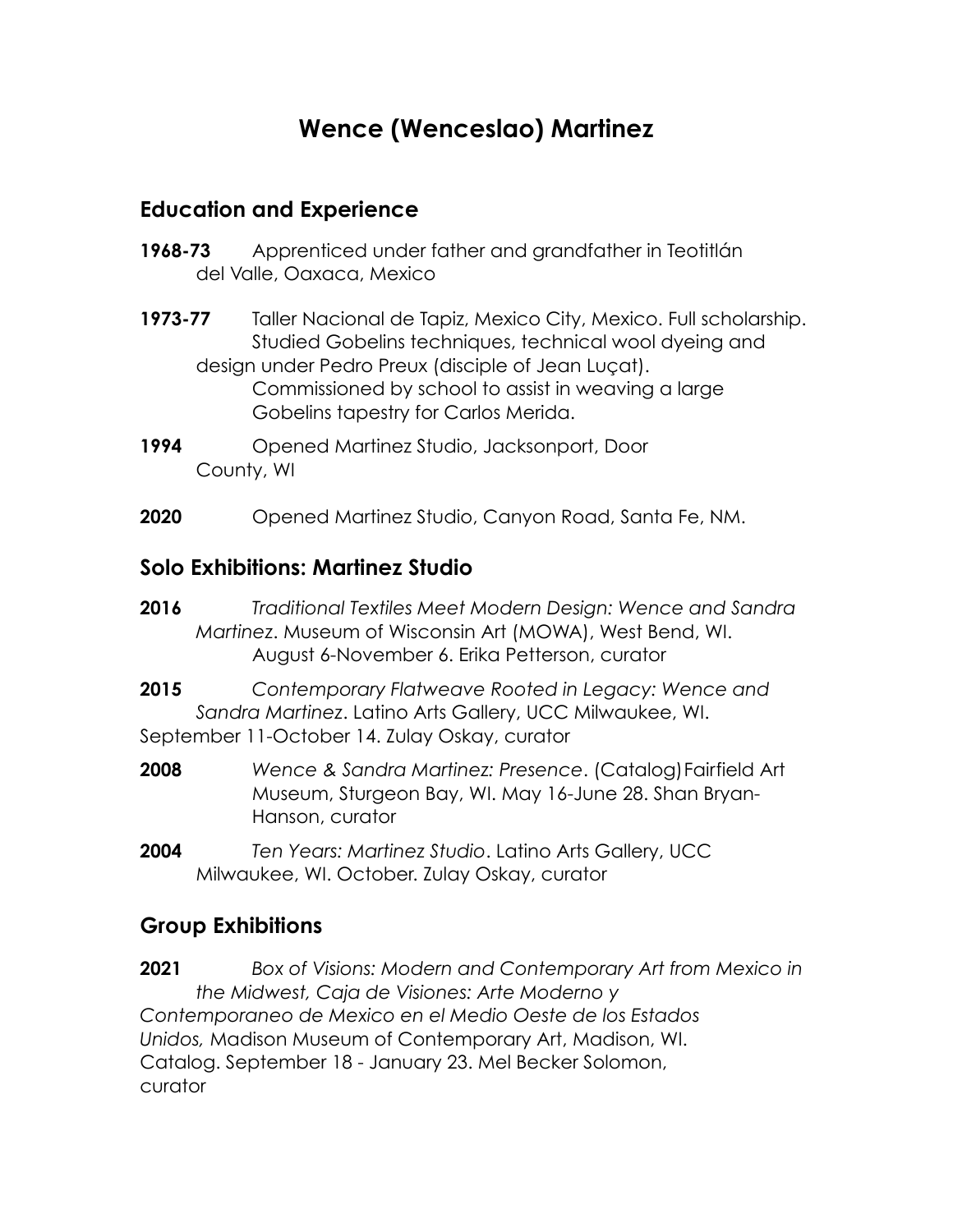# Wence (Wenceslao) Martinez

## Education and Experience

**1968-73** Apprenticed under father and grandfather in Teotitlán del Valle, Oaxaca, Mexico

**1973-77** Taller Nacional de Tapiz, Mexico City, Mexico. Full scholarship. Studied Gobelins techniques, technical wool dyeing and design under Pedro Preux (disciple of Jean Luçat). Commissioned by school to assist in weaving a large Gobelins tapestry for Carlos Merida.

**1994** Opened Martinez Studio, Jacksonport, Door County, WI

**2020** Opened Martinez Studio, Canyon Road, Santa Fe, NM.

## Solo Exhibitions: Martinez Studio

**2016** *Traditional Textiles Meet Modern Design: Wence and Sandra Martinez*. Museum of Wisconsin Art (MOWA), West Bend, WI. August 6-November 6. Erika Petterson, curator

**2015** *Contemporary Flatweave Rooted in Legacy: Wence and Sandra Martinez*. Latino Arts Gallery, UCC Milwaukee, WI. September 11-October 14. Zulay Oskay, curator

**2008** *Wence & Sandra Martinez: Presence*. (Catalog) Fairfield Art Museum, Sturgeon Bay, WI. May 16-June 28. Shan Bryan-Hanson, curator

**2004** *Ten Years: Martinez Studio*. Latino Arts Gallery, UCC Milwaukee, WI. October. Zulay Oskay, curator

## Group Exhibitions

**2021** *Box of Visions: Modern and Contemporary Art from Mexico in the Midwest, Caja de Visiones: Arte Moderno y Contemporaneo de Mexico en el Medio Oeste de los Estados Unidos,* Madison Museum of Contemporary Art, Madison, WI. Catalog. September 18 - January 23. Mel Becker Solomon, curator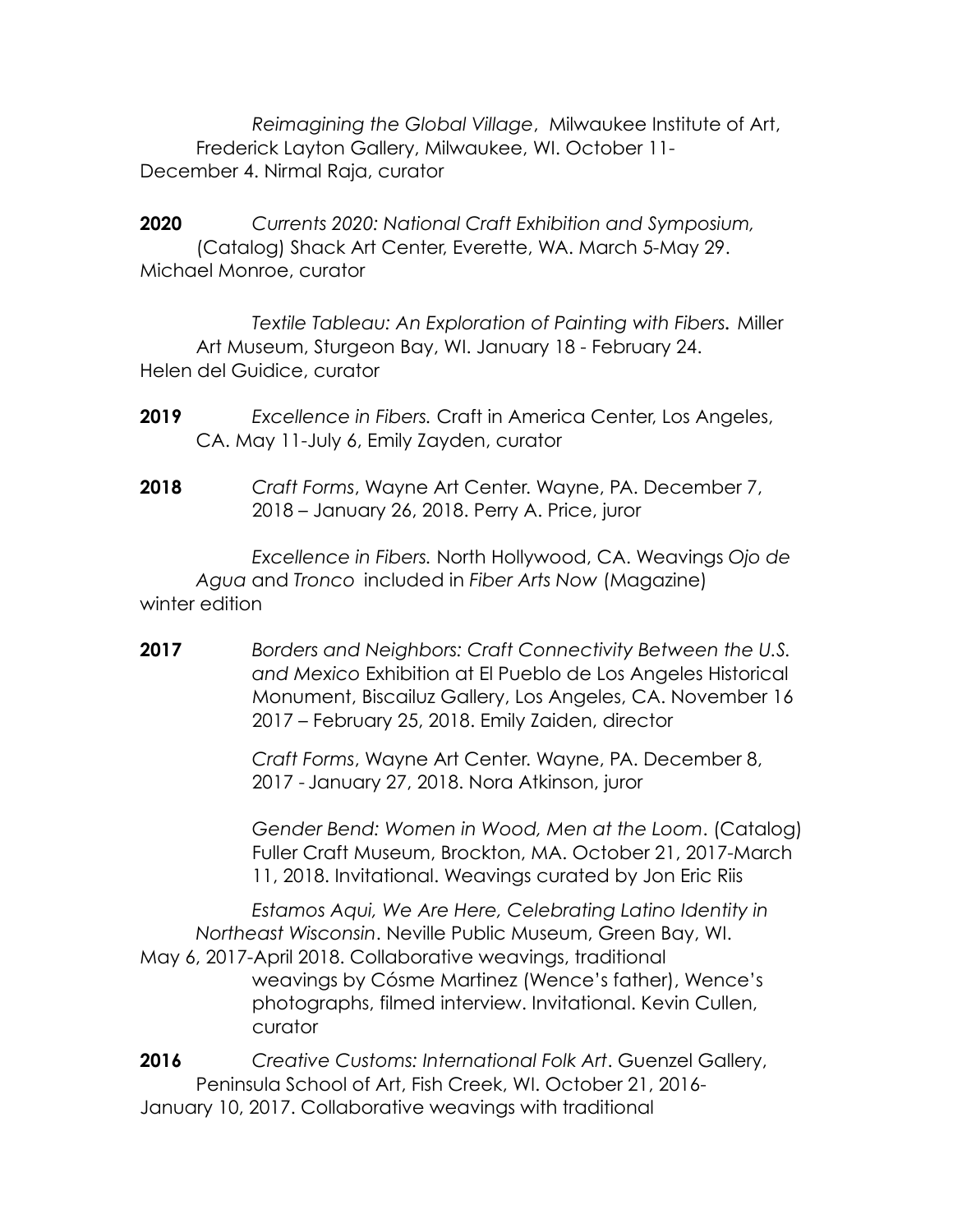*Reimagining the Global Village*, Milwaukee Institute of Art, Frederick Layton Gallery, Milwaukee, WI. October 11-December 4. Nirmal Raja, curator

**2020** *Currents 2020: National Craft Exhibition and Symposium,* (Catalog) Shack Art Center, Everette, WA. March 5-May 29. Michael Monroe, curator

*Textile Tableau: An Exploration of Painting with Fibers.* Miller Art Museum, Sturgeon Bay, WI. January 18 - February 24. Helen del Guidice, curator

**2019** *Excellence in Fibers.* Craft in America Center, Los Angeles, CA. May 11-July 6, Emily Zayden, curator

**2018** *Craft Forms*, Wayne Art Center. Wayne, PA. December 7, 2018 – January 26, 2018. Perry A. Price, juror

*Excellence in Fibers.* North Hollywood, CA. Weavings *Ojo de Agua* and *Tronco* included in *Fiber Arts Now* (Magazine) winter edition

**2017** *Borders and Neighbors: Craft Connectivity Between the U.S. and Mexico* Exhibition at El Pueblo de Los Angeles Historical Monument, Biscailuz Gallery, Los Angeles, CA. November 16 2017 – February 25, 2018. Emily Zaiden, director

*Craft Forms*, Wayne Art Center. Wayne, PA. December 8, 2017 - January 27, 2018. Nora Atkinson, juror

*Gender Bend: Women in Wood, Men at the Loom*. (Catalog) Fuller Craft Museum, Brockton, MA. October 21, 2017-March 11, 2018. Invitational. Weavings curated by Jon Eric Riis

*Estamos Aqui, We Are Here, Celebrating Latino Identity in Northeast Wisconsin*. Neville Public Museum, Green Bay, WI. May 6, 2017-April 2018. Collaborative weavings, traditional weavings by Cósme Martinez (Wence's father), Wence's photographs, filmed interview. Invitational. Kevin Cullen, curator

**2016** *Creative Customs: International Folk Art*. Guenzel Gallery, Peninsula School of Art, Fish Creek, WI. October 21, 2016-January 10, 2017. Collaborative weavings with traditional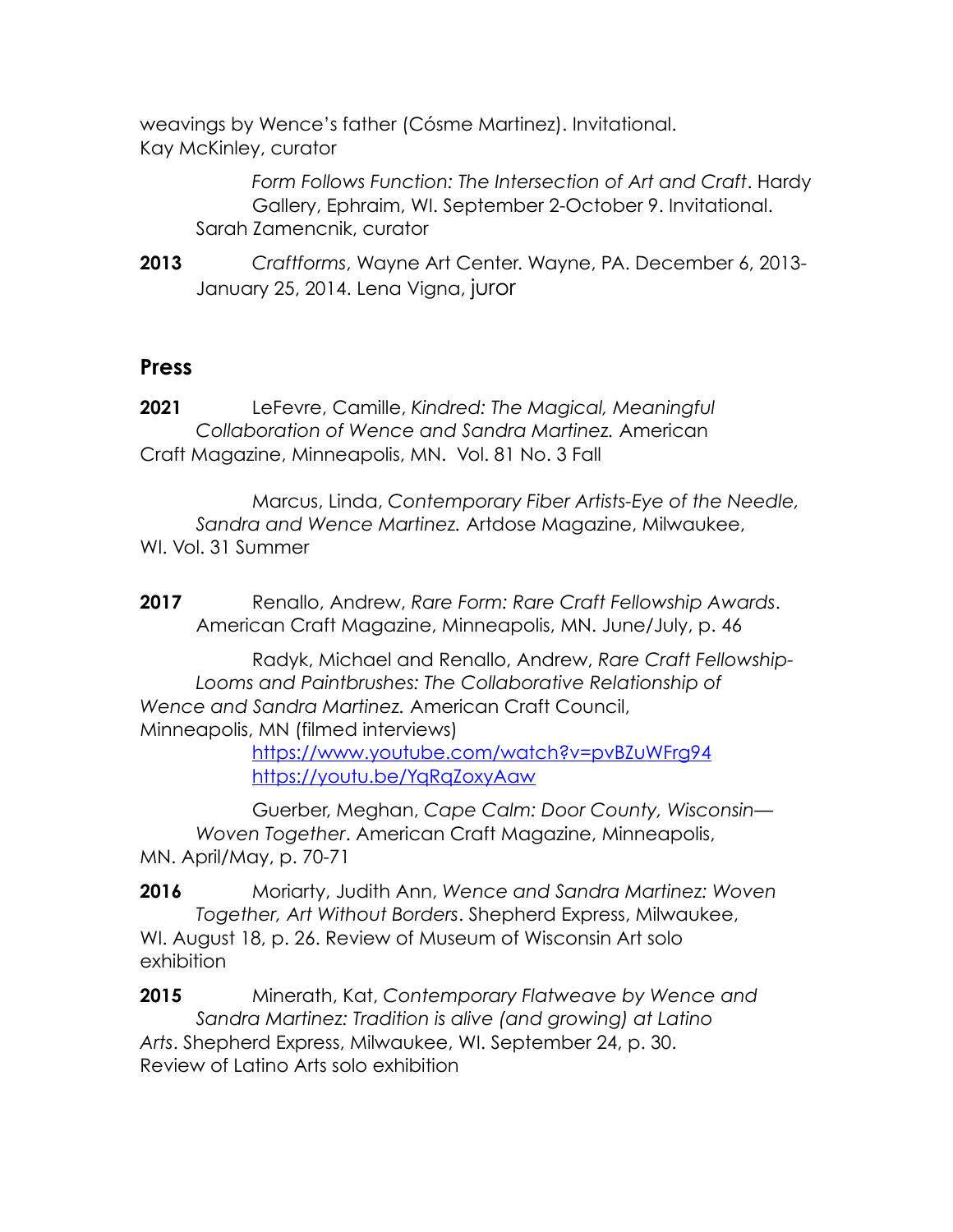weavings by Wence's father (Cósme Martinez). Invitational. Kay McKinley, curator

*Form Follows Function: The Intersection of Art and Craft*. Hardy Gallery, Ephraim, WI. September 2-October 9. Invitational. Sarah Zamencnik, curator

**2013** *Craftforms*, Wayne Art Center. Wayne, PA. December 6, 2013-January 25, 2014. Lena Vigna, juror

## Press

**2021** LeFevre, Camille, *Kindred: The Magical, Meaningful Collaboration of Wence and Sandra Martinez.* American Craft Magazine, Minneapolis, MN. Vol. 81 No. 3 Fall

Marcus, Linda, *Contemporary Fiber Artists-Eye of the Needle, Sandra and Wence Martinez.* Artdose Magazine, Milwaukee, WI. Vol. 31 Summer

**2017** Renallo, Andrew, *Rare Form: Rare Craft Fellowship Awards*. American Craft Magazine, Minneapolis, MN. June/July, p. 46

Radyk, Michael and Renallo, Andrew, *Rare Craft Fellowship-Looms and Paintbrushes: The Collaborative Relationship of Wence and Sandra Martinez.* American Craft Council, Minneapolis, MN (filmed interviews)
https://www.youtube.com/watch?v=pvBZuWFrg94
https://youtu.be/YqRqZoxyAaw

Guerber, Meghan, *Cape Calm: Door County, Wisconsin—Woven Together*. American Craft Magazine, Minneapolis, MN. April/May, p. 70-71

**2016** Moriarty, Judith Ann, *Wence and Sandra Martinez: Woven Together, Art Without Borders*. Shepherd Express, Milwaukee, WI. August 18, p. 26. Review of Museum of Wisconsin Art solo exhibition

**2015** Minerath, Kat, *Contemporary Flatweave by Wence and Sandra Martinez: Tradition is alive (and growing) at Latino Arts*. Shepherd Express, Milwaukee, WI. September 24, p. 30. Review of Latino Arts solo exhibition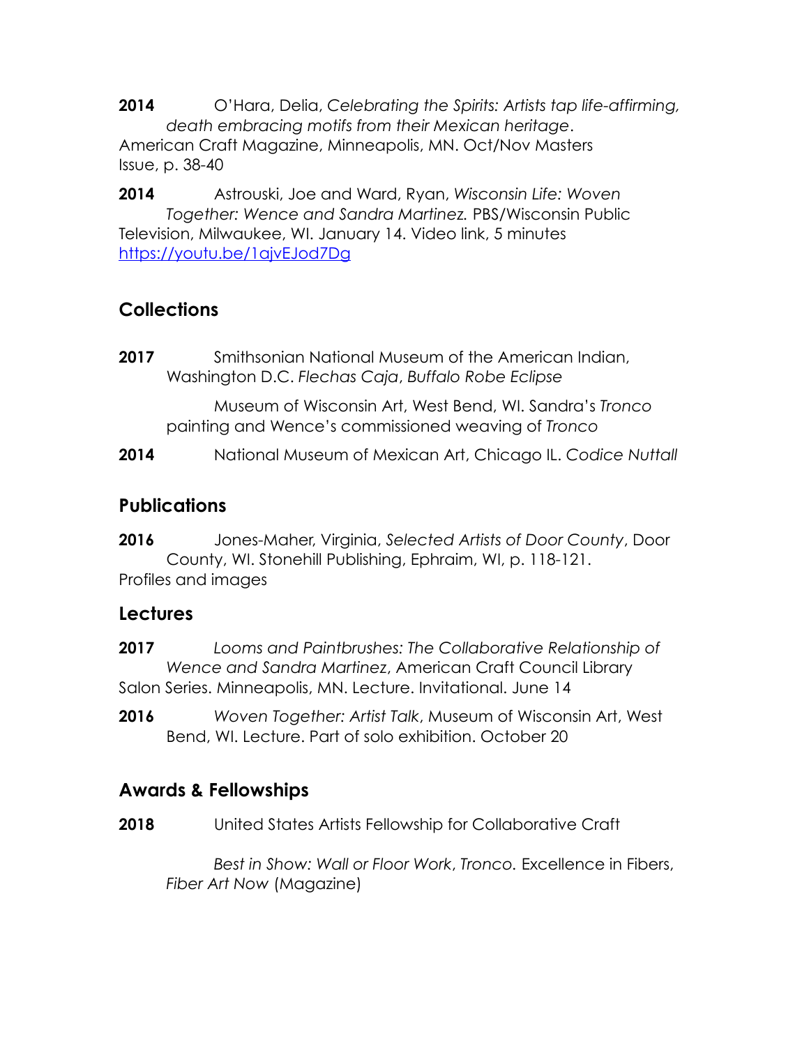**2014** O'Hara, Delia, *Celebrating the Spirits: Artists tap life-affirming, death embracing motifs from their Mexican heritage*. American Craft Magazine, Minneapolis, MN. Oct/Nov Masters Issue, p. 38-40

**2014** Astrouski, Joe and Ward, Ryan, *Wisconsin Life: Woven Together: Wence and Sandra Martinez.* PBS/Wisconsin Public Television, Milwaukee, WI. January 14. Video link, 5 minutes https://youtu.be/1ajvEJod7Dg

## Collections

**2017** Smithsonian National Museum of the American Indian, Washington D.C. *Flechas Caja*, *Buffalo Robe Eclipse*

Museum of Wisconsin Art, West Bend, WI. Sandra's *Tronco* painting and Wence's commissioned weaving of *Tronco*

**2014** National Museum of Mexican Art, Chicago IL. *Codice Nuttall*

## Publications

**2016** Jones-Maher, Virginia, *Selected Artists of Door County*, Door County, WI. Stonehill Publishing, Ephraim, WI, p. 118-121. Profiles and images

## Lectures

**2017** *Looms and Paintbrushes: The Collaborative Relationship of Wence and Sandra Martinez*, American Craft Council Library Salon Series. Minneapolis, MN. Lecture. Invitational. June 14

**2016** *Woven Together: Artist Talk*, Museum of Wisconsin Art, West Bend, WI. Lecture. Part of solo exhibition. October 20

## Awards & Fellowships

**2018** United States Artists Fellowship for Collaborative Craft

*Best in Show: Wall or Floor Work*, *Tronco.* Excellence in Fibers, *Fiber Art Now* (Magazine)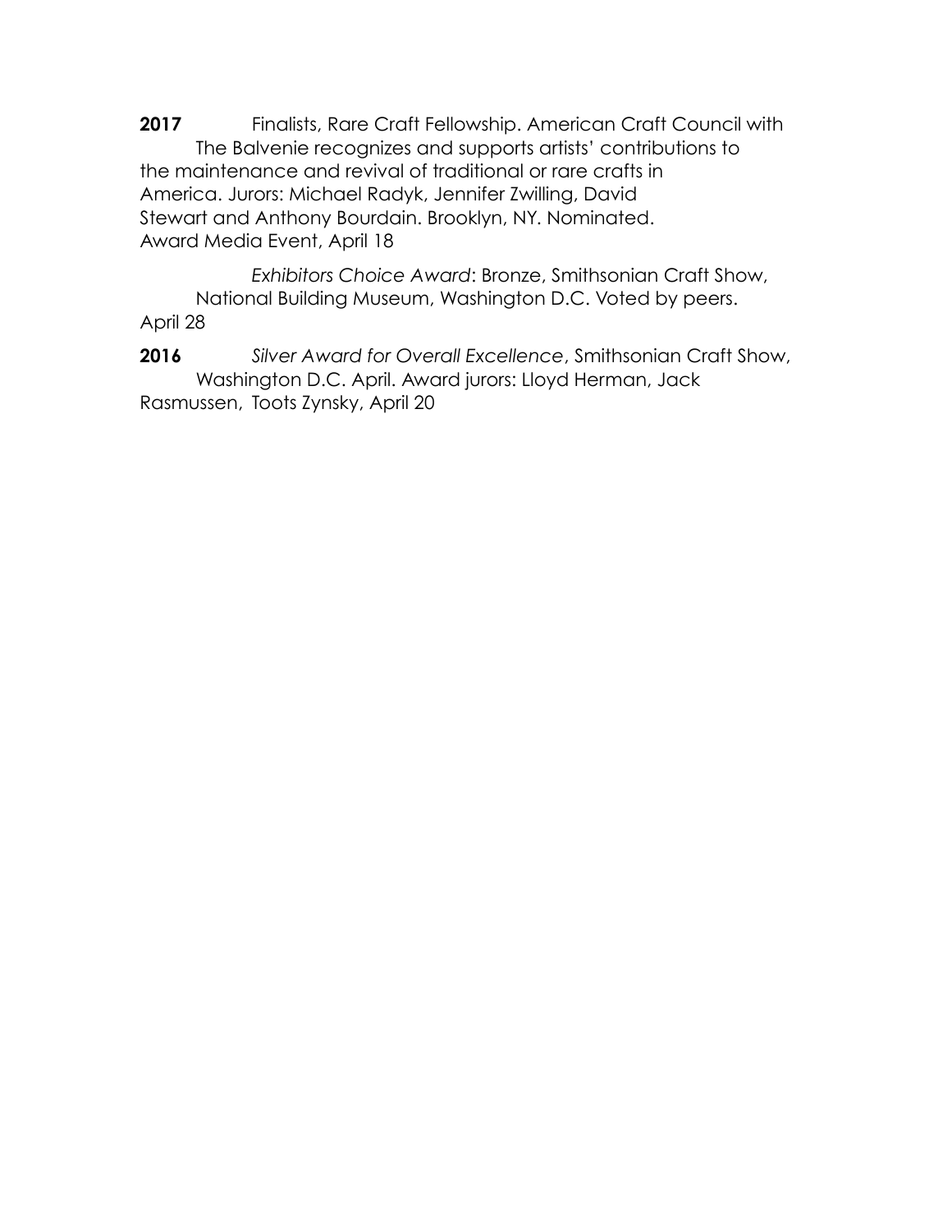**2017** Finalists, Rare Craft Fellowship. American Craft Council with The Balvenie recognizes and supports artists' contributions to the maintenance and revival of traditional or rare crafts in America. Jurors: Michael Radyk, Jennifer Zwilling, David Stewart and Anthony Bourdain. Brooklyn, NY. Nominated. Award Media Event, April 18

*Exhibitors Choice Award*: Bronze, Smithsonian Craft Show, National Building Museum, Washington D.C. Voted by peers. April 28

**2016** *Silver Award for Overall Excellence*, Smithsonian Craft Show, Washington D.C. April. Award jurors: Lloyd Herman, Jack Rasmussen, Toots Zynsky, April 20